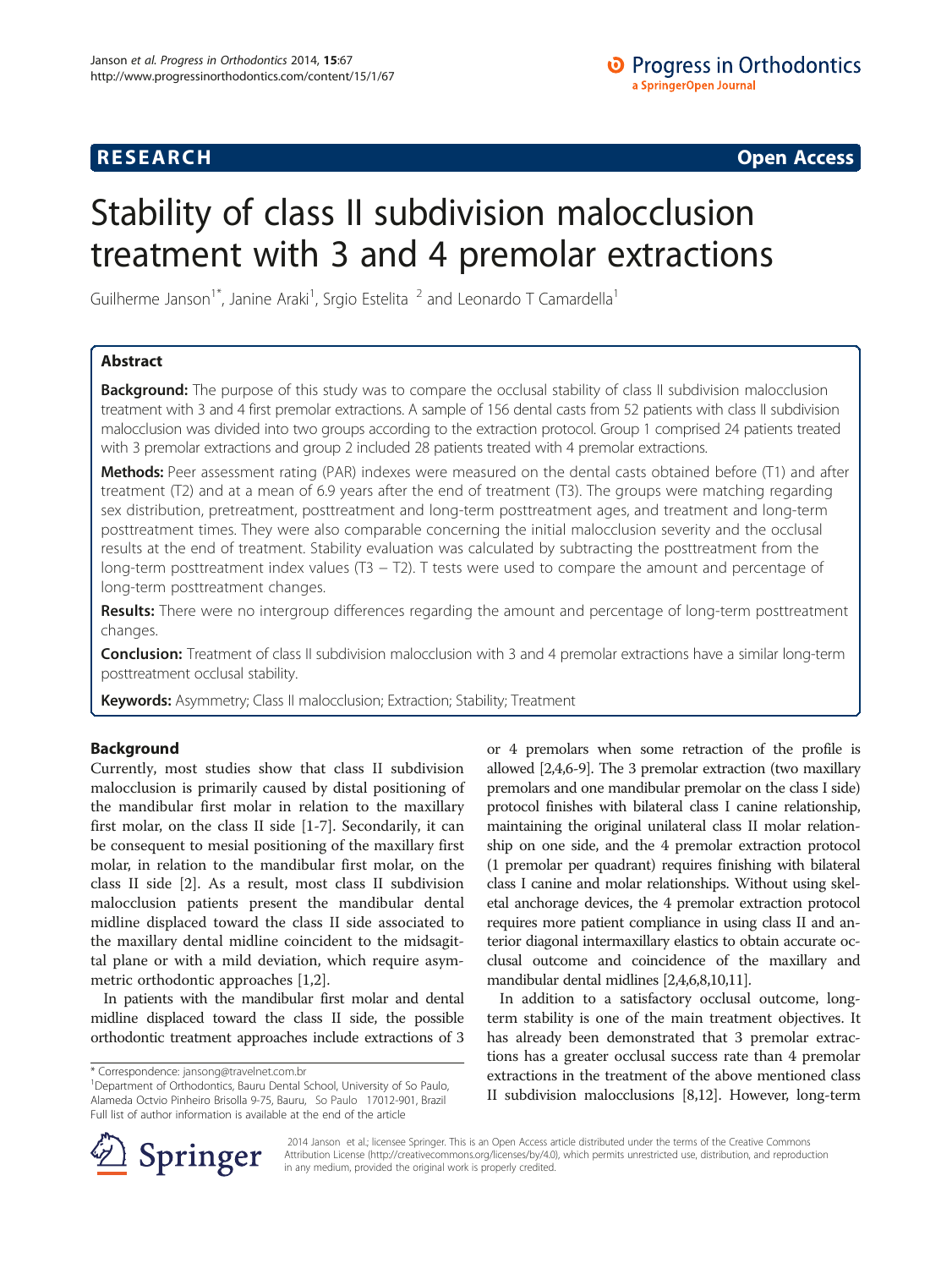RESEARCH Open Access

# Stability of class II subdivision malocclusion treatment with 3 and 4 premolar extractions

Guilherme Janson[1*], Janine Araki[1], Srgio Estelita [2] and Leonardo T Camardella[1]

## Abstract

**Background:** The purpose of this study was to compare the occlusal stability of class II subdivision malocclusion treatment with 3 and 4 first premolar extractions. A sample of 156 dental casts from 52 patients with class II subdivision malocclusion was divided into two groups according to the extraction protocol. Group 1 comprised 24 patients treated with 3 premolar extractions and group 2 included 28 patients treated with 4 premolar extractions.

**Methods:** Peer assessment rating (PAR) indexes were measured on the dental casts obtained before (T1) and after treatment (T2) and at a mean of 6.9 years after the end of treatment (T3). The groups were matching regarding sex distribution, pretreatment, posttreatment and long-term posttreatment ages, and treatment and long-term posttreatment times. They were also comparable concerning the initial malocclusion severity and the occlusal results at the end of treatment. Stability evaluation was calculated by subtracting the posttreatment from the long-term posttreatment index values (T3 − T2). T tests were used to compare the amount and percentage of long-term posttreatment changes.

**Results:** There were no intergroup differences regarding the amount and percentage of long-term posttreatment changes.

**Conclusion:** Treatment of class II subdivision malocclusion with 3 and 4 premolar extractions have a similar long-term posttreatment occlusal stability.

**Keywords:** Asymmetry; Class II malocclusion; Extraction; Stability; Treatment

## Background

Currently, most studies show that class II subdivision malocclusion is primarily caused by distal positioning of the mandibular first molar in relation to the maxillary first molar, on the class II side [1-7]. Secondarily, it can be consequent to mesial positioning of the maxillary first molar, in relation to the mandibular first molar, on the class II side [2]. As a result, most class II subdivision malocclusion patients present the mandibular dental midline displaced toward the class II side associated to the maxillary dental midline coincident to the midsagittal plane or with a mild deviation, which require asymmetric orthodontic approaches [1,2].

In patients with the mandibular first molar and dental midline displaced toward the class II side, the possible orthodontic treatment approaches include extractions of 3 or 4 premolars when some retraction of the profile is allowed [2,4,6-9]. The 3 premolar extraction (two maxillary premolars and one mandibular premolar on the class I side) protocol finishes with bilateral class I canine relationship, maintaining the original unilateral class II molar relationship on one side, and the 4 premolar extraction protocol (1 premolar per quadrant) requires finishing with bilateral class I canine and molar relationships. Without using skeletal anchorage devices, the 4 premolar extraction protocol requires more patient compliance in using class II and anterior diagonal intermaxillary elastics to obtain accurate occlusal outcome and coincidence of the maxillary and mandibular dental midlines [2,4,6,8,10,11].

In addition to a satisfactory occlusal outcome, long-term stability is one of the main treatment objectives. It has already been demonstrated that 3 premolar extractions has a greater occlusal success rate than 4 premolar extractions in the treatment of the above mentioned class II subdivision malocclusions [8,12]. However, long-term

\* Correspondence: jansong@travelnet.com.br
[1]Department of Orthodontics, Bauru Dental School, University of So Paulo, Alameda Octvio Pinheiro Brisolla 9-75, Bauru, So Paulo 17012-901, Brazil
Full list of author information is available at the end of the article

2014 Janson et al.; licensee Springer. This is an Open Access article distributed under the terms of the Creative Commons Attribution License (http://creativecommons.org/licenses/by/4.0), which permits unrestricted use, distribution, and reproduction in any medium, provided the original work is properly credited.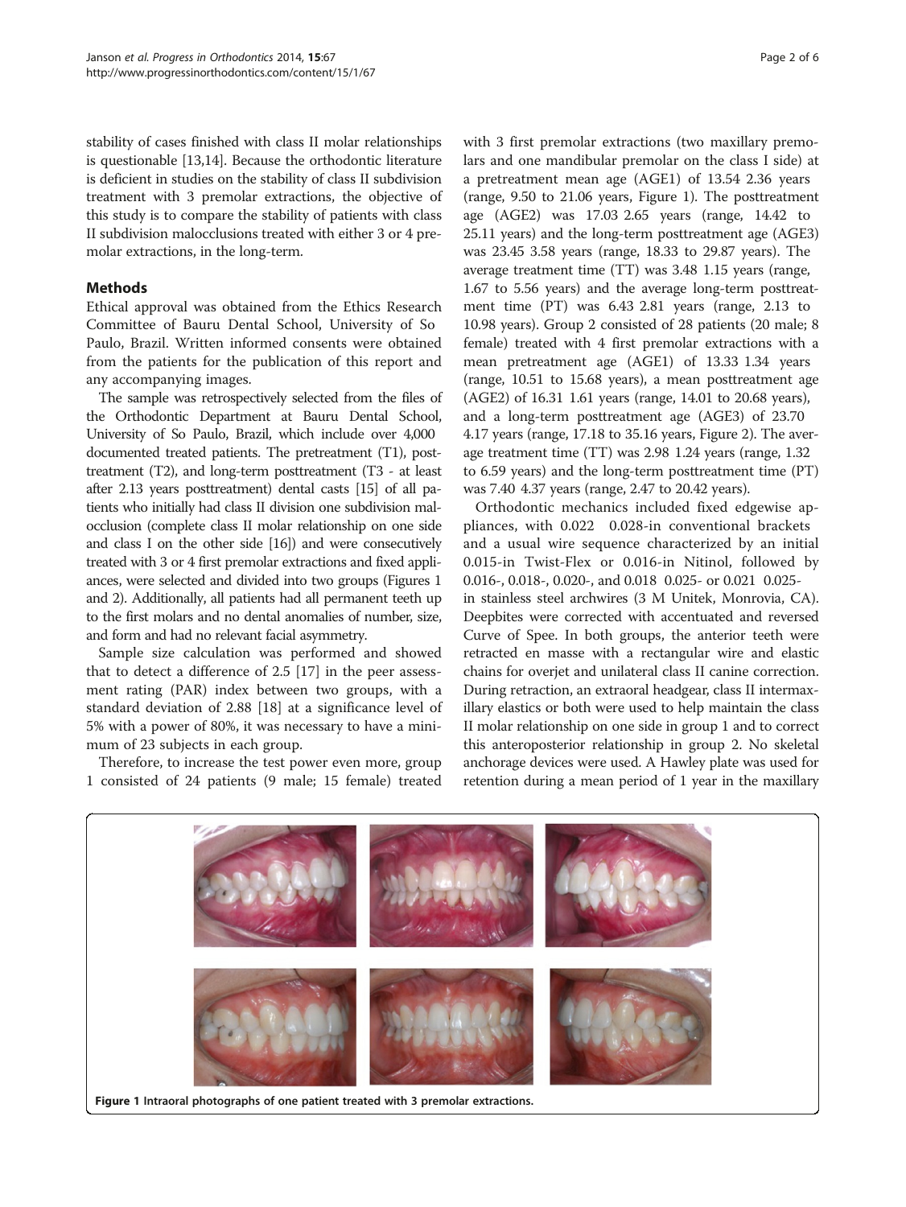stability of cases finished with class II molar relationships is questionable [13,14]. Because the orthodontic literature is deficient in studies on the stability of class II subdivision treatment with 3 premolar extractions, the objective of this study is to compare the stability of patients with class II subdivision malocclusions treated with either 3 or 4 premolar extractions, in the long-term.

## Methods

Ethical approval was obtained from the Ethics Research Committee of Bauru Dental School, University of So Paulo, Brazil. Written informed consents were obtained from the patients for the publication of this report and any accompanying images.

The sample was retrospectively selected from the files of the Orthodontic Department at Bauru Dental School, University of So Paulo, Brazil, which include over 4,000 documented treated patients. The pretreatment (T1), posttreatment (T2), and long-term posttreatment (T3 - at least after 2.13 years posttreatment) dental casts [15] of all patients who initially had class II division one subdivision malocclusion (complete class II molar relationship on one side and class I on the other side [16]) and were consecutively treated with 3 or 4 first premolar extractions and fixed appliances, were selected and divided into two groups (Figures 1 and 2). Additionally, all patients had all permanent teeth up to the first molars and no dental anomalies of number, size, and form and had no relevant facial asymmetry.

Sample size calculation was performed and showed that to detect a difference of 2.5 [17] in the peer assessment rating (PAR) index between two groups, with a standard deviation of 2.88 [18] at a significance level of 5% with a power of 80%, it was necessary to have a minimum of 23 subjects in each group.

Therefore, to increase the test power even more, group 1 consisted of 24 patients (9 male; 15 female) treated with 3 first premolar extractions (two maxillary premolars and one mandibular premolar on the class I side) at a pretreatment mean age (AGE1) of 13.54 2.36 years (range, 9.50 to 21.06 years, Figure 1). The posttreatment age (AGE2) was 17.03 2.65 years (range, 14.42 to 25.11 years) and the long-term posttreatment age (AGE3) was 23.45 3.58 years (range, 18.33 to 29.87 years). The average treatment time (TT) was 3.48 1.15 years (range, 1.67 to 5.56 years) and the average long-term posttreatment time (PT) was 6.43 2.81 years (range, 2.13 to 10.98 years). Group 2 consisted of 28 patients (20 male; 8 female) treated with 4 first premolar extractions with a mean pretreatment age (AGE1) of 13.33 1.34 years (range, 10.51 to 15.68 years), a mean posttreatment age (AGE2) of 16.31 1.61 years (range, 14.01 to 20.68 years), and a long-term posttreatment age (AGE3) of 23.70 4.17 years (range, 17.18 to 35.16 years, Figure 2). The average treatment time (TT) was 2.98 1.24 years (range, 1.32 to 6.59 years) and the long-term posttreatment time (PT) was 7.40 4.37 years (range, 2.47 to 20.42 years).

Orthodontic mechanics included fixed edgewise appliances, with 0.022 0.028-in conventional brackets and a usual wire sequence characterized by an initial 0.015-in Twist-Flex or 0.016-in Nitinol, followed by 0.016-, 0.018-, 0.020-, and 0.018 0.025- or 0.021 0.025-in stainless steel archwires (3 M Unitek, Monrovia, CA). Deepbites were corrected with accentuated and reversed Curve of Spee. In both groups, the anterior teeth were retracted en masse with a rectangular wire and elastic chains for overjet and unilateral class II canine correction. During retraction, an extraoral headgear, class II intermaxillary elastics or both were used to help maintain the class II molar relationship on one side in group 1 and to correct this anteroposterior relationship in group 2. No skeletal anchorage devices were used. A Hawley plate was used for retention during a mean period of 1 year in the maxillary

**Figure 1** Intraoral photographs of one patient treated with 3 premolar extractions.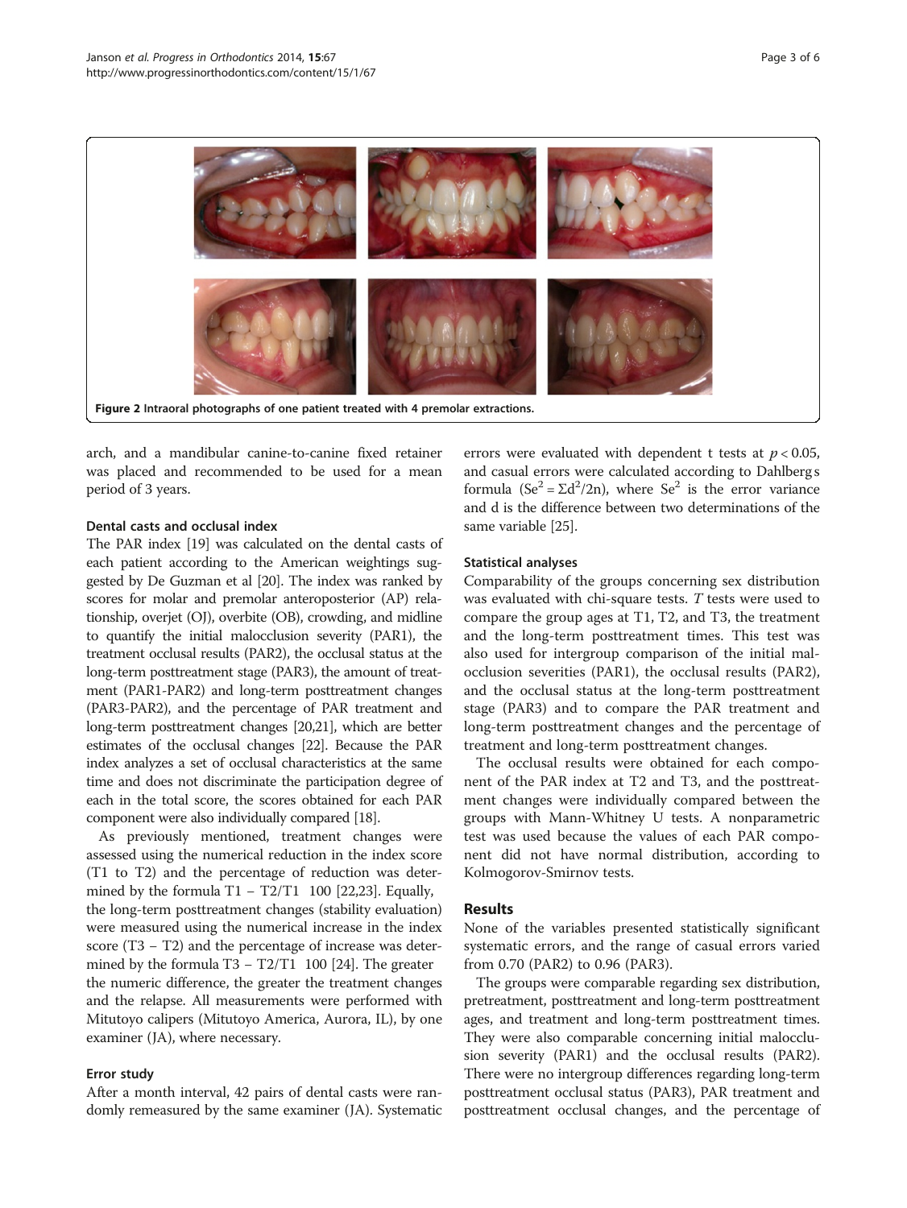Figure 2 Intraoral photographs of one patient treated with 4 premolar extractions.

arch, and a mandibular canine-to-canine fixed retainer was placed and recommended to be used for a mean period of 3 years.

### Dental casts and occlusal index

The PAR index [19] was calculated on the dental casts of each patient according to the American weightings suggested by De Guzman et al [20]. The index was ranked by scores for molar and premolar anteroposterior (AP) relationship, overjet (OJ), overbite (OB), crowding, and midline to quantify the initial malocclusion severity (PAR1), the treatment occlusal results (PAR2), the occlusal status at the long-term posttreatment stage (PAR3), the amount of treatment (PAR1-PAR2) and long-term posttreatment changes (PAR3-PAR2), and the percentage of PAR treatment and long-term posttreatment changes [20,21], which are better estimates of the occlusal changes [22]. Because the PAR index analyzes a set of occlusal characteristics at the same time and does not discriminate the participation degree of each in the total score, the scores obtained for each PAR component were also individually compared [18].

As previously mentioned, treatment changes were assessed using the numerical reduction in the index score (T1 to T2) and the percentage of reduction was determined by the formula T1 − T2/T1  100 [22,23]. Equally, the long-term posttreatment changes (stability evaluation) were measured using the numerical increase in the index score (T3 − T2) and the percentage of increase was determined by the formula T3 − T2/T1  100 [24]. The greater the numeric difference, the greater the treatment changes and the relapse. All measurements were performed with Mitutoyo calipers (Mitutoyo America, Aurora, IL), by one examiner (JA), where necessary.

### Error study

After a month interval, 42 pairs of dental casts were randomly remeasured by the same examiner (JA). Systematic errors were evaluated with dependent t tests at $p < 0.05$, and casual errors were calculated according to Dahlberg s formula ($Se^2 = \Sigma d^2/2n$), where $Se^2$ is the error variance and d is the difference between two determinations of the same variable [25].

### Statistical analyses

Comparability of the groups concerning sex distribution was evaluated with chi-square tests. *T* tests were used to compare the group ages at T1, T2, and T3, the treatment and the long-term posttreatment times. This test was also used for intergroup comparison of the initial malocclusion severities (PAR1), the occlusal results (PAR2), and the occlusal status at the long-term posttreatment stage (PAR3) and to compare the PAR treatment and long-term posttreatment changes and the percentage of treatment and long-term posttreatment changes.

The occlusal results were obtained for each component of the PAR index at T2 and T3, and the posttreatment changes were individually compared between the groups with Mann-Whitney U tests. A nonparametric test was used because the values of each PAR component did not have normal distribution, according to Kolmogorov-Smirnov tests.

## Results

None of the variables presented statistically significant systematic errors, and the range of casual errors varied from 0.70 (PAR2) to 0.96 (PAR3).

The groups were comparable regarding sex distribution, pretreatment, posttreatment and long-term posttreatment ages, and treatment and long-term posttreatment times. They were also comparable concerning initial malocclusion severity (PAR1) and the occlusal results (PAR2). There were no intergroup differences regarding long-term posttreatment occlusal status (PAR3), PAR treatment and posttreatment occlusal changes, and the percentage of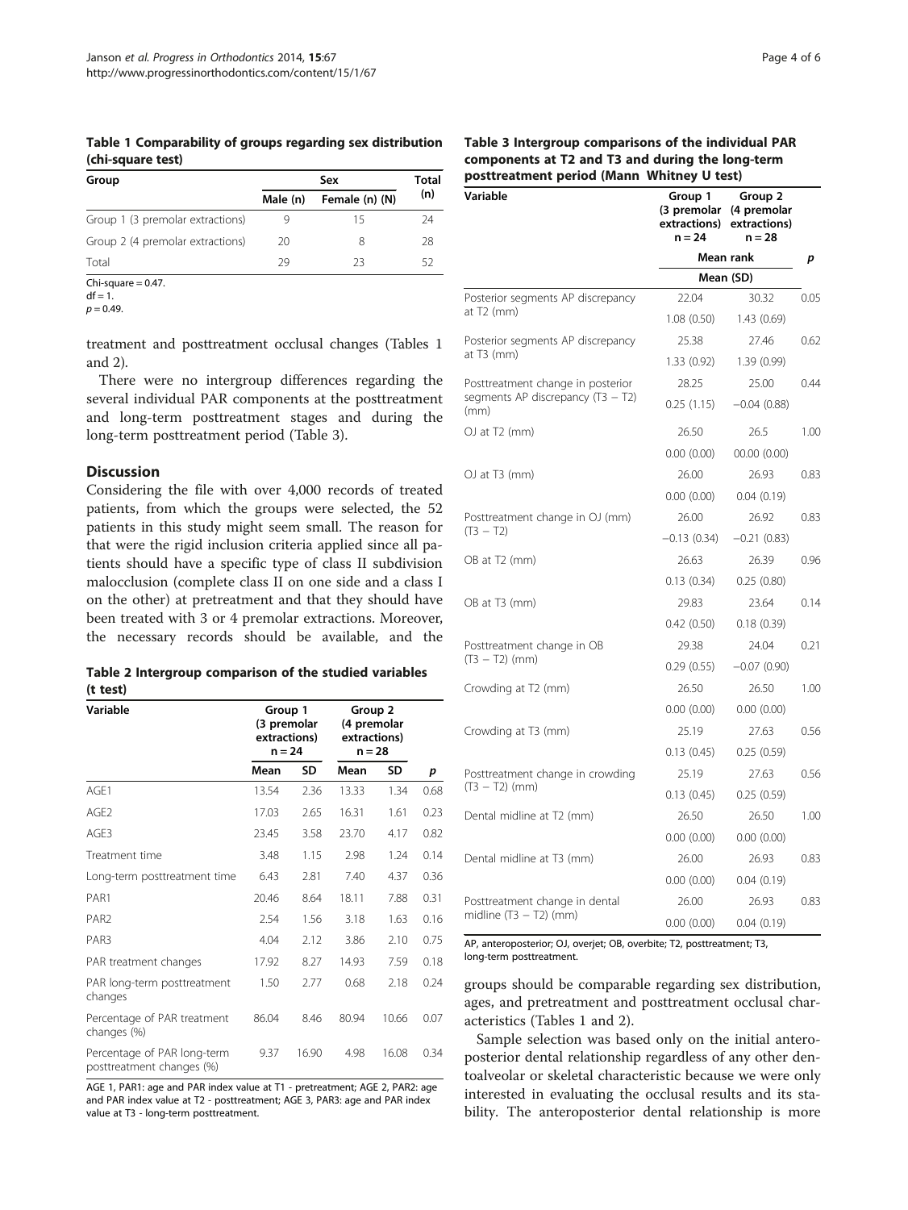**Table 1 Comparability of groups regarding sex distribution (chi-square test)**

| Group | Sex | | Total (n) |
|---|---|---|---|
| | Male (n) | Female (n) (N) | |
| Group 1 (3 premolar extractions) | 9 | 15 | 24 |
| Group 2 (4 premolar extractions) | 20 | 8 | 28 |
| Total | 29 | 23 | 52 |

Chi-square = 0.47.
df = 1.
$p = 0.49$.

treatment and posttreatment occlusal changes (Tables 1 and 2).

There were no intergroup differences regarding the several individual PAR components at the posttreatment and long-term posttreatment stages and during the long-term posttreatment period (Table 3).

## Discussion

Considering the file with over 4,000 records of treated patients, from which the groups were selected, the 52 patients in this study might seem small. The reason for that were the rigid inclusion criteria applied since all patients should have a specific type of class II subdivision malocclusion (complete class II on one side and a class I on the other) at pretreatment and that they should have been treated with 3 or 4 premolar extractions. Moreover, the necessary records should be available, and the groups should be comparable regarding sex distribution, ages, and pretreatment and posttreatment occlusal characteristics (Tables 1 and 2).

Sample selection was based only on the initial anteroposterior dental relationship regardless of any other dentoalveolar or skeletal characteristic because we were only interested in evaluating the occlusal results and its stability. The anteroposterior dental relationship is more

**Table 2 Intergroup comparison of the studied variables (t test)**

| Variable | Group 1 (3 premolar extractions) n = 24 | | Group 2 (4 premolar extractions) n = 28 | | |
|---|---|---|---|---|---|
| | Mean | SD | Mean | SD | p |
| AGE1 | 13.54 | 2.36 | 13.33 | 1.34 | 0.68 |
| AGE2 | 17.03 | 2.65 | 16.31 | 1.61 | 0.23 |
| AGE3 | 23.45 | 3.58 | 23.70 | 4.17 | 0.82 |
| Treatment time | 3.48 | 1.15 | 2.98 | 1.24 | 0.14 |
| Long-term posttreatment time | 6.43 | 2.81 | 7.40 | 4.37 | 0.36 |
| PAR1 | 20.46 | 8.64 | 18.11 | 7.88 | 0.31 |
| PAR2 | 2.54 | 1.56 | 3.18 | 1.63 | 0.16 |
| PAR3 | 4.04 | 2.12 | 3.86 | 2.10 | 0.75 |
| PAR treatment changes | 17.92 | 8.27 | 14.93 | 7.59 | 0.18 |
| PAR long-term posttreatment changes | 1.50 | 2.77 | 0.68 | 2.18 | 0.24 |
| Percentage of PAR treatment changes (%) | 86.04 | 8.46 | 80.94 | 10.66 | 0.07 |
| Percentage of PAR long-term posttreatment changes (%) | 9.37 | 16.90 | 4.98 | 16.08 | 0.34 |

AGE 1, PAR1: age and PAR index value at T1 - pretreatment; AGE 2, PAR2: age and PAR index value at T2 - posttreatment; AGE 3, PAR3: age and PAR index value at T3 - long-term posttreatment.

**Table 3 Intergroup comparisons of the individual PAR components at T2 and T3 and during the long-term posttreatment period (Mann Whitney U test)**

| Variable | Group 1 (3 premolar extractions) n = 24 | Group 2 (4 premolar extractions) n = 28 | |
|---|---|---|---|
| | Mean rank | | p |
| | Mean (SD) | | |
| Posterior segments AP discrepancy at T2 (mm) | 22.04 | 30.32 | 0.05 |
| | 1.08 (0.50) | 1.43 (0.69) | |
| Posterior segments AP discrepancy at T3 (mm) | 25.38 | 27.46 | 0.62 |
| | 1.33 (0.92) | 1.39 (0.99) | |
| Posttreatment change in posterior segments AP discrepancy (T3 − T2) (mm) | 28.25 | 25.00 | 0.44 |
| | 0.25 (1.15) | −0.04 (0.88) | |
| OJ at T2 (mm) | 26.50 | 26.5 | 1.00 |
| | 0.00 (0.00) | 00.00 (0.00) | |
| OJ at T3 (mm) | 26.00 | 26.93 | 0.83 |
| | 0.00 (0.00) | 0.04 (0.19) | |
| Posttreatment change in OJ (mm) (T3 − T2) | 26.00 | 26.92 | 0.83 |
| | −0.13 (0.34) | −0.21 (0.83) | |
| OB at T2 (mm) | 26.63 | 26.39 | 0.96 |
| | 0.13 (0.34) | 0.25 (0.80) | |
| OB at T3 (mm) | 29.83 | 23.64 | 0.14 |
| | 0.42 (0.50) | 0.18 (0.39) | |
| Posttreatment change in OB (T3 − T2) (mm) | 29.38 | 24.04 | 0.21 |
| | 0.29 (0.55) | −0.07 (0.90) | |
| Crowding at T2 (mm) | 26.50 | 26.50 | 1.00 |
| | 0.00 (0.00) | 0.00 (0.00) | |
| Crowding at T3 (mm) | 25.19 | 27.63 | 0.56 |
| | 0.13 (0.45) | 0.25 (0.59) | |
| Posttreatment change in crowding (T3 − T2) (mm) | 25.19 | 27.63 | 0.56 |
| | 0.13 (0.45) | 0.25 (0.59) | |
| Dental midline at T2 (mm) | 26.50 | 26.50 | 1.00 |
| | 0.00 (0.00) | 0.00 (0.00) | |
| Dental midline at T3 (mm) | 26.00 | 26.93 | 0.83 |
| | 0.00 (0.00) | 0.04 (0.19) | |
| Posttreatment change in dental midline (T3 − T2) (mm) | 26.00 | 26.93 | 0.83 |
| | 0.00 (0.00) | 0.04 (0.19) | |

AP, anteroposterior; OJ, overjet; OB, overbite; T2, posttreatment; T3, long-term posttreatment.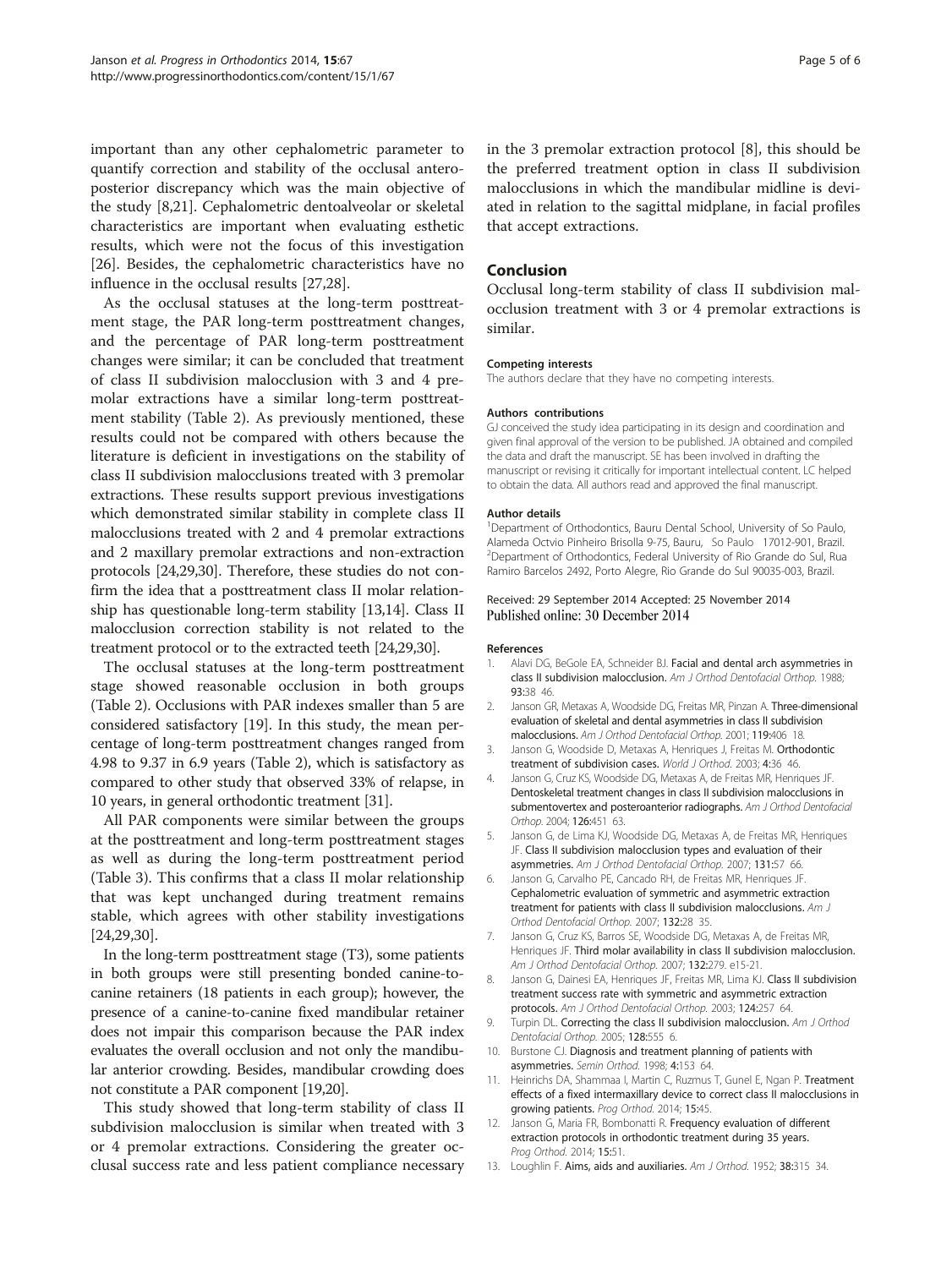important than any other cephalometric parameter to quantify correction and stability of the occlusal anteroposterior discrepancy which was the main objective of the study [8,21]. Cephalometric dentoalveolar or skeletal characteristics are important when evaluating esthetic results, which were not the focus of this investigation [26]. Besides, the cephalometric characteristics have no influence in the occlusal results [27,28].

As the occlusal statuses at the long-term posttreatment stage, the PAR long-term posttreatment changes, and the percentage of PAR long-term posttreatment changes were similar; it can be concluded that treatment of class II subdivision malocclusion with 3 and 4 premolar extractions have a similar long-term posttreatment stability (Table 2). As previously mentioned, these results could not be compared with others because the literature is deficient in investigations on the stability of class II subdivision malocclusions treated with 3 premolar extractions. These results support previous investigations which demonstrated similar stability in complete class II malocclusions treated with 2 and 4 premolar extractions and 2 maxillary premolar extractions and non-extraction protocols [24,29,30]. Therefore, these studies do not confirm the idea that a posttreatment class II molar relationship has questionable long-term stability [13,14]. Class II malocclusion correction stability is not related to the treatment protocol or to the extracted teeth [24,29,30].

The occlusal statuses at the long-term posttreatment stage showed reasonable occlusion in both groups (Table 2). Occlusions with PAR indexes smaller than 5 are considered satisfactory [19]. In this study, the mean percentage of long-term posttreatment changes ranged from 4.98 to 9.37 in 6.9 years (Table 2), which is satisfactory as compared to other study that observed 33% of relapse, in 10 years, in general orthodontic treatment [31].

All PAR components were similar between the groups at the posttreatment and long-term posttreatment stages as well as during the long-term posttreatment period (Table 3). This confirms that a class II molar relationship that was kept unchanged during treatment remains stable, which agrees with other stability investigations [24,29,30].

In the long-term posttreatment stage (T3), some patients in both groups were still presenting bonded canine-to-canine retainers (18 patients in each group); however, the presence of a canine-to-canine fixed mandibular retainer does not impair this comparison because the PAR index evaluates the overall occlusion and not only the mandibular anterior crowding. Besides, mandibular crowding does not constitute a PAR component [19,20].

This study showed that long-term stability of class II subdivision malocclusion is similar when treated with 3 or 4 premolar extractions. Considering the greater occlusal success rate and less patient compliance necessary in the 3 premolar extraction protocol [8], this should be the preferred treatment option in class II subdivision malocclusions in which the mandibular midline is deviated in relation to the sagittal midplane, in facial profiles that accept extractions.

## Conclusion

Occlusal long-term stability of class II subdivision malocclusion treatment with 3 or 4 premolar extractions is similar.

#### Competing interests

The authors declare that they have no competing interests.

#### Authors contributions

GJ conceived the study idea participating in its design and coordination and given final approval of the version to be published. JA obtained and compiled the data and draft the manuscript. SE has been involved in drafting the manuscript or revising it critically for important intellectual content. LC helped to obtain the data. All authors read and approved the final manuscript.

#### Author details

[1]Department of Orthodontics, Bauru Dental School, University of So Paulo, Alameda Octvio Pinheiro Brisolla 9-75, Bauru, So Paulo 17012-901, Brazil. [2]Department of Orthodontics, Federal University of Rio Grande do Sul, Rua Ramiro Barcelos 2492, Porto Alegre, Rio Grande do Sul 90035-003, Brazil.

Received: 29 September 2014 Accepted: 25 November 2014
Published online: 30 December 2014

#### References

1. Alavi DG, BeGole EA, Schneider BJ. Facial and dental arch asymmetries in class II subdivision malocclusion. Am J Orthod Dentofacial Orthop. 1988; 93:38 46.
2. Janson GR, Metaxas A, Woodside DG, Freitas MR, Pinzan A. Three-dimensional evaluation of skeletal and dental asymmetries in class II subdivision malocclusions. Am J Orthod Dentofacial Orthop. 2001; 119:406 18.
3. Janson G, Woodside D, Metaxas A, Henriques J, Freitas M. Orthodontic treatment of subdivision cases. World J Orthod. 2003; 4:36 46.
4. Janson G, Cruz KS, Woodside DG, Metaxas A, de Freitas MR, Henriques JF. Dentoskeletal treatment changes in class II subdivision malocclusions in submentovertex and posteroanterior radiographs. Am J Orthod Dentofacial Orthop. 2004; 126:451 63.
5. Janson G, de Lima KJ, Woodside DG, Metaxas A, de Freitas MR, Henriques JF. Class II subdivision malocclusion types and evaluation of their asymmetries. Am J Orthod Dentofacial Orthop. 2007; 131:57 66.
6. Janson G, Carvalho PE, Cancado RH, de Freitas MR, Henriques JF. Cephalometric evaluation of symmetric and asymmetric extraction treatment for patients with class II subdivision malocclusions. Am J Orthod Dentofacial Orthop. 2007; 132:28 35.
7. Janson G, Cruz KS, Barros SE, Woodside DG, Metaxas A, de Freitas MR, Henriques JF. Third molar availability in class II subdivision malocclusion. Am J Orthod Dentofacial Orthop. 2007; 132:279. e15-21.
8. Janson G, Dainesi EA, Henriques JF, Freitas MR, Lima KJ. Class II subdivision treatment success rate with symmetric and asymmetric extraction protocols. Am J Orthod Dentofacial Orthop. 2003; 124:257 64.
9. Turpin DL. Correcting the class II subdivision malocclusion. Am J Orthod Dentofacial Orthop. 2005; 128:555 6.
10. Burstone CJ. Diagnosis and treatment planning of patients with asymmetries. Semin Orthod. 1998; 4:153 64.
11. Heinrichs DA, Shammaa I, Martin C, Ruzmus T, Gunel E, Ngan P. Treatment effects of a fixed intermaxillary device to correct class II malocclusions in growing patients. Prog Orthod. 2014; 15:45.
12. Janson G, Maria FR, Bombonatti R. Frequency evaluation of different extraction protocols in orthodontic treatment during 35 years. Prog Orthod. 2014; 15:51.
13. Loughlin F. Aims, aids and auxiliaries. Am J Orthod. 1952; 38:315 34.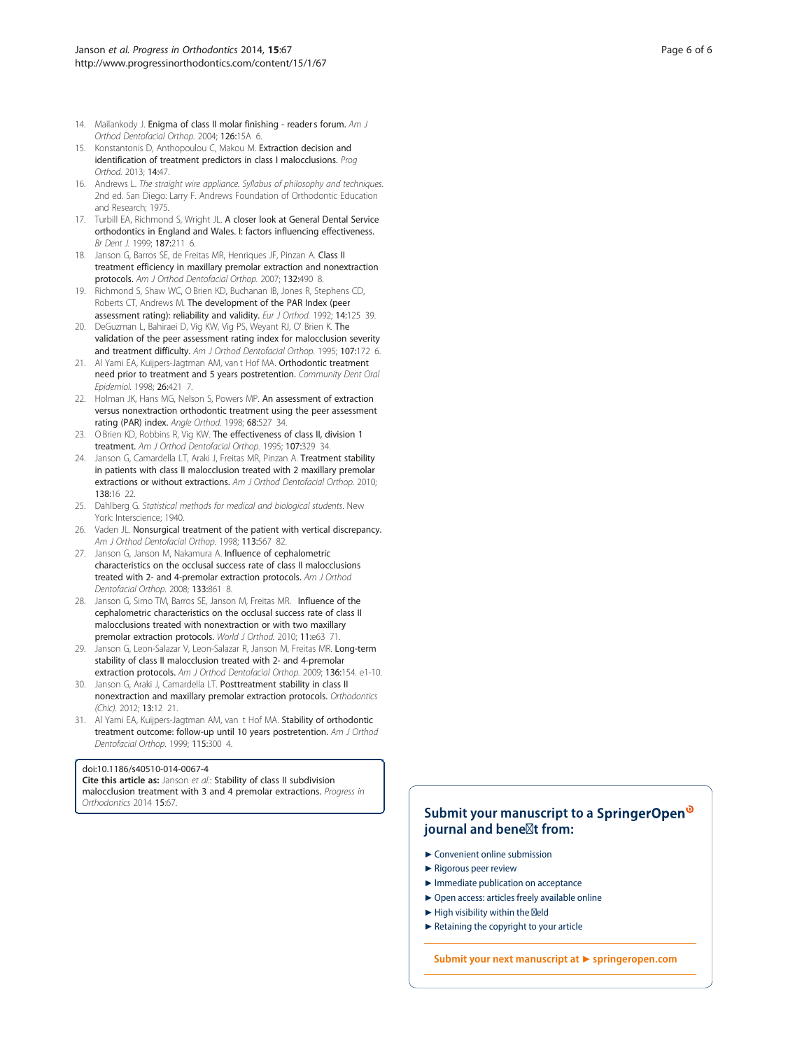14. Mailankody J. Enigma of class II molar finishing - reader s forum. *Am J Orthod Dentofacial Orthop.* 2004; **126:**15A 6.
15. Konstantonis D, Anthopoulou C, Makou M. Extraction decision and identification of treatment predictors in class I malocclusions. *Prog Orthod.* 2013; **14:**47.
16. Andrews L. *The straight wire appliance. Syllabus of philosophy and techniques.* 2nd ed. San Diego: Larry F. Andrews Foundation of Orthodontic Education and Research; 1975.
17. Turbill EA, Richmond S, Wright JL. A closer look at General Dental Service orthodontics in England and Wales. I: factors influencing effectiveness. *Br Dent J.* 1999; **187:**211 6.
18. Janson G, Barros SE, de Freitas MR, Henriques JF, Pinzan A. Class II treatment efficiency in maxillary premolar extraction and nonextraction protocols. *Am J Orthod Dentofacial Orthop.* 2007; **132:**490 8.
19. Richmond S, Shaw WC, O Brien KD, Buchanan IB, Jones R, Stephens CD, Roberts CT, Andrews M. The development of the PAR Index (peer assessment rating): reliability and validity. *Eur J Orthod.* 1992; **14:**125 39.
20. DeGuzman L, Bahiraei D, Vig KW, Vig PS, Weyant RJ, O' Brien K. The validation of the peer assessment rating index for malocclusion severity and treatment difficulty. *Am J Orthod Dentofacial Orthop.* 1995; **107:**172 6.
21. Al Yami EA, Kuijpers-Jagtman AM, van t Hof MA. Orthodontic treatment need prior to treatment and 5 years postretention. *Community Dent Oral Epidemiol.* 1998; **26:**421 7.
22. Holman JK, Hans MG, Nelson S, Powers MP. An assessment of extraction versus nonextraction orthodontic treatment using the peer assessment rating (PAR) index. *Angle Orthod.* 1998; **68:**527 34.
23. O Brien KD, Robbins R, Vig KW. The effectiveness of class II, division 1 treatment. *Am J Orthod Dentofacial Orthop.* 1995; **107:**329 34.
24. Janson G, Camardella LT, Araki J, Freitas MR, Pinzan A. Treatment stability in patients with class II malocclusion treated with 2 maxillary premolar extractions or without extractions. *Am J Orthod Dentofacial Orthop.* 2010; **138:**16 22.
25. Dahlberg G. *Statistical methods for medical and biological students.* New York: Interscience; 1940.
26. Vaden JL. Nonsurgical treatment of the patient with vertical discrepancy. *Am J Orthod Dentofacial Orthop.* 1998; **113:**567 82.
27. Janson G, Janson M, Nakamura A. Influence of cephalometric characteristics on the occlusal success rate of class II malocclusions treated with 2- and 4-premolar extraction protocols. *Am J Orthod Dentofacial Orthop.* 2008; **133:**861 8.
28. Janson G, Simo TM, Barros SE, Janson M, Freitas MR. Influence of the cephalometric characteristics on the occlusal success rate of class II malocclusions treated with nonextraction or with two maxillary premolar extraction protocols. *World J Orthod.* 2010; **11:**e63 71.
29. Janson G, Leon-Salazar V, Leon-Salazar R, Janson M, Freitas MR. Long-term stability of class II malocclusion treated with 2- and 4-premolar extraction protocols. *Am J Orthod Dentofacial Orthop.* 2009; **136:**154. e1-10.
30. Janson G, Araki J, Camardella LT. Posttreatment stability in class II nonextraction and maxillary premolar extraction protocols. *Orthodontics (Chic).* 2012; **13:**12 21.
31. Al Yami EA, Kuijpers-Jagtman AM, van t Hof MA. Stability of orthodontic treatment outcome: follow-up until 10 years postretention. *Am J Orthod Dentofacial Orthop.* 1999; **115:**300 4.

doi:10.1186/s40510-014-0067-4
**Cite this article as:** Janson *et al.*: Stability of class II subdivision malocclusion treatment with 3 and 4 premolar extractions. *Progress in Orthodontics* 2014 **15**:67.

**Submit your manuscript to a SpringerOpen journal and benefit from:**

- ► Convenient online submission
- ► Rigorous peer review
- ► Immediate publication on acceptance
- ► Open access: articles freely available online
- ► High visibility within the field
- ► Retaining the copyright to your article

**Submit your next manuscript at ► springeropen.com**